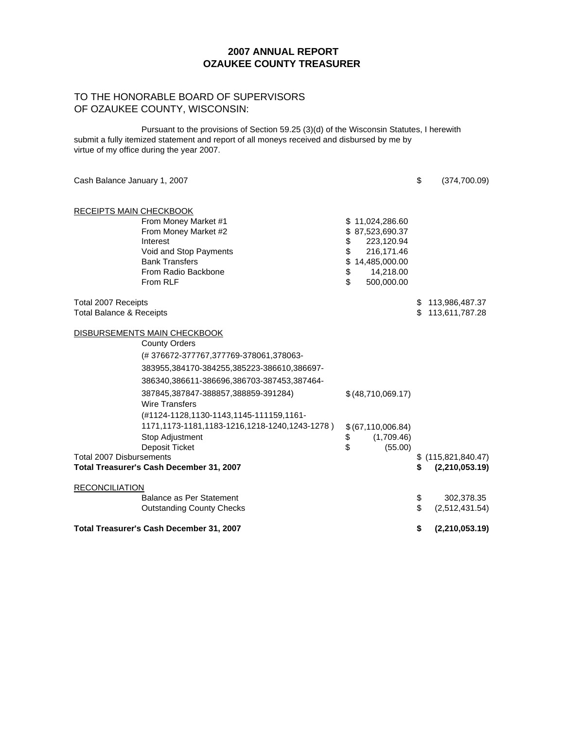# 2007 ANNUAL REPORT
# OZAUKEE COUNTY TREASURER

TO THE HONORABLE BOARD OF SUPERVISORS
OF OZAUKEE COUNTY, WISCONSIN:

Pursuant to the provisions of Section 59.25 (3)(d) of the Wisconsin Statutes, I herewith submit a fully itemized statement and report of all moneys received and disbursed by me by virtue of my office during the year 2007.

| | | |
|---|---|---|
| Cash Balance January 1, 2007 | | $ (374,700.09) |
| | | |
| RECEIPTS MAIN CHECKBOOK | | |
| From Money Market #1 | $ 11,024,286.60 | |
| From Money Market #2 | $ 87,523,690.37 | |
| Interest | $ 223,120.94 | |
| Void and Stop Payments | $ 216,171.46 | |
| Bank Transfers | $ 14,485,000.00 | |
| From Radio Backbone | $ 14,218.00 | |
| From RLF | $ 500,000.00 | |
| | | |
| Total 2007 Receipts | | $ 113,986,487.37 |
| Total Balance & Receipts | | $ 113,611,787.28 |
| | | |
| DISBURSEMENTS MAIN CHECKBOOK | | |
| County Orders (# 376672-377767,377769-378061,378063-383955,384170-384255,385223-386610,386697-386340,386611-386696,386703-387453,387464-387845,387847-388857,388859-391284) | $ (48,710,069.17) | |
| Wire Transfers (#1124-1128,1130-1143,1145-111159,1161-1171,1173-1181,1183-1216,1218-1240,1243-1278 ) | $ (67,110,006.84) | |
| Stop Adjustment | $ (1,709.46) | |
| Deposit Ticket | $ (55.00) | |
| Total 2007 Disbursements | | $ (115,821,840.47) |
| **Total Treasurer's Cash December 31, 2007** | | **$ (2,210,053.19)** |
| | | |
| RECONCILIATION | | |
| Balance as Per Statement | | $ 302,378.35 |
| Outstanding County Checks | | $ (2,512,431.54) |
| | | |
| **Total Treasurer's Cash December 31, 2007** | | **$ (2,210,053.19)** |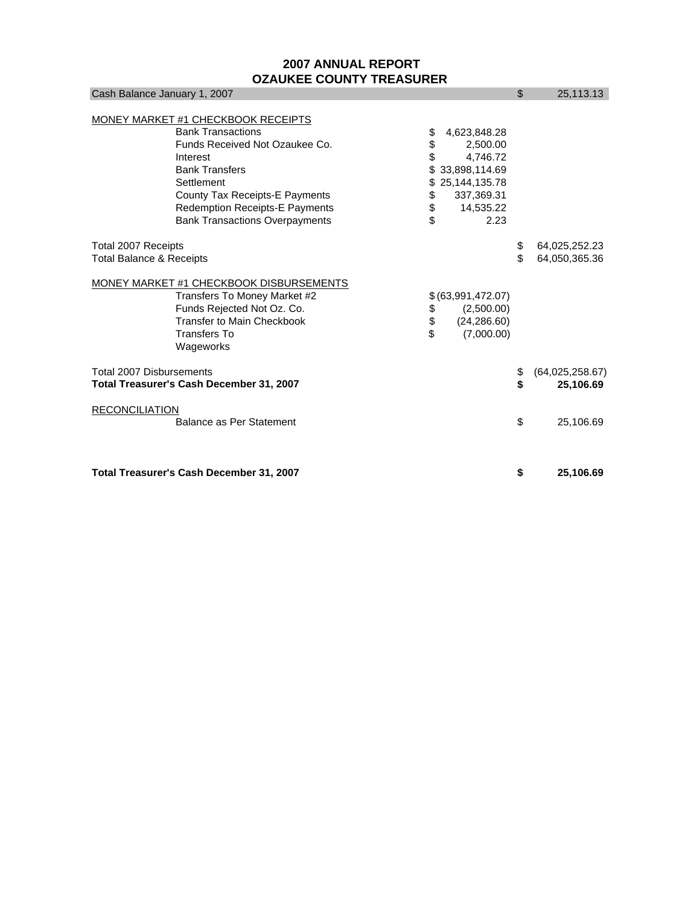# 2007 ANNUAL REPORT
# OZAUKEE COUNTY TREASURER

| | | |
|---|---|---|
| Cash Balance January 1, 2007 | | $ 25,113.13 |
| | | |
| MONEY MARKET #1 CHECKBOOK RECEIPTS | | |
| Bank Transactions | $ 4,623,848.28 | |
| Funds Received Not Ozaukee Co. | $ 2,500.00 | |
| Interest | $ 4,746.72 | |
| Bank Transfers | $ 33,898,114.69 | |
| Settlement | $ 25,144,135.78 | |
| County Tax Receipts-E Payments | $ 337,369.31 | |
| Redemption Receipts-E Payments | $ 14,535.22 | |
| Bank Transactions Overpayments | $ 2.23 | |
| | | |
| Total 2007 Receipts | | $ 64,025,252.23 |
| Total Balance & Receipts | | $ 64,050,365.36 |
| | | |
| MONEY MARKET #1 CHECKBOOK DISBURSEMENTS | | |
| Transfers To Money Market #2 | $ (63,991,472.07) | |
| Funds Rejected Not Oz. Co. | $ (2,500.00) | |
| Transfer to Main Checkbook | $ (24,286.60) | |
| Transfers To Wageworks | $ (7,000.00) | |
| | | |
| Total 2007 Disbursements | | $ (64,025,258.67) |
| **Total Treasurer's Cash December 31, 2007** | | **$ 25,106.69** |
| | | |
| RECONCILIATION | | |
| Balance as Per Statement | | $ 25,106.69 |
| | | |
| **Total Treasurer's Cash December 31, 2007** | | **$ 25,106.69** |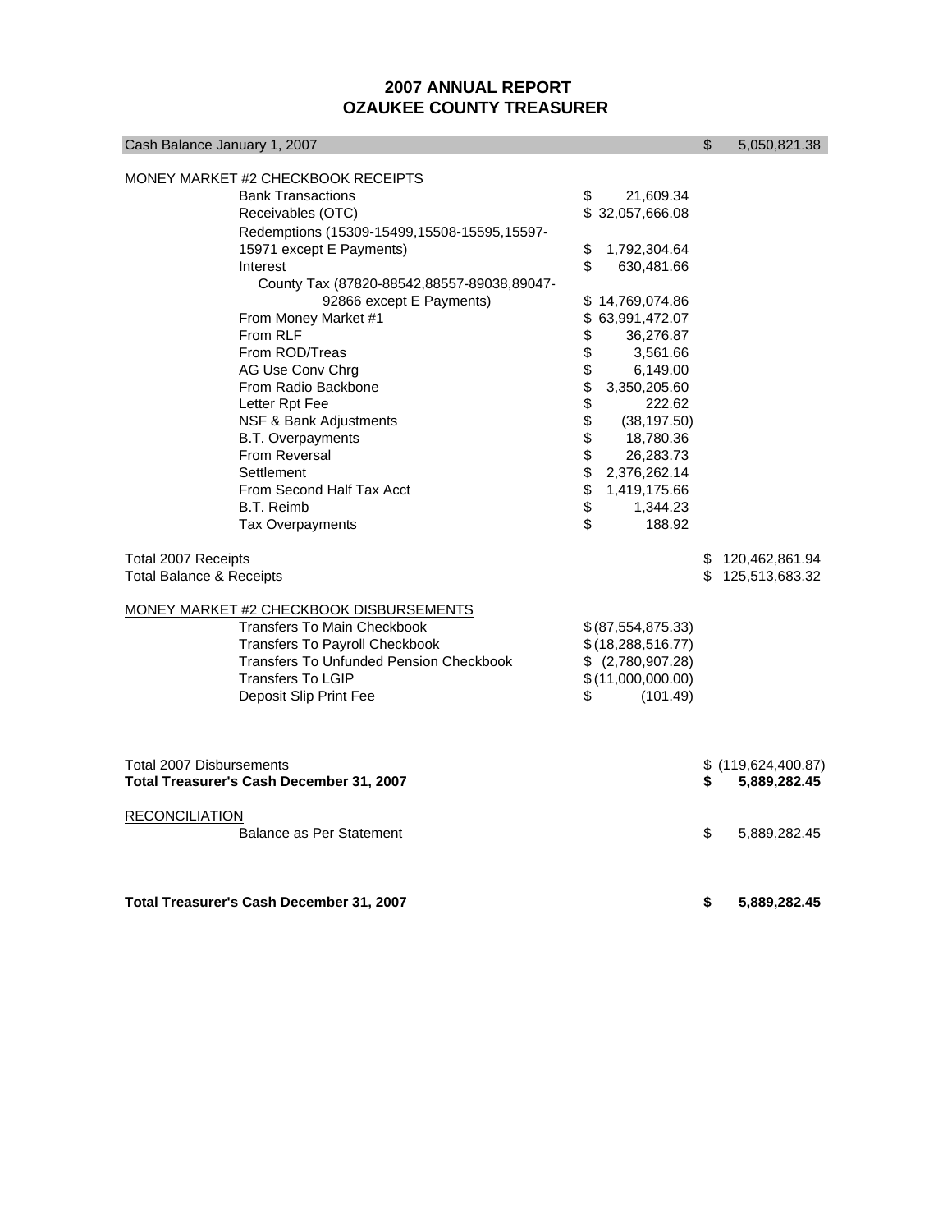# 2007 ANNUAL REPORT
# OZAUKEE COUNTY TREASURER

| | | |
|---|---|---|
| Cash Balance January 1, 2007 | | $ 5,050,821.38 |
| | | |
| MONEY MARKET #2 CHECKBOOK RECEIPTS | | |
| Bank Transactions | $ 21,609.34 | |
| Receivables (OTC) | $ 32,057,666.08 | |
| Redemptions (15309-15499,15508-15595,15597-15971 except E Payments) | $ 1,792,304.64 | |
| Interest | $ 630,481.66 | |
| County Tax (87820-88542,88557-89038,89047-92866 except E Payments) | $ 14,769,074.86 | |
| From Money Market #1 | $ 63,991,472.07 | |
| From RLF | $ 36,276.87 | |
| From ROD/Treas | $ 3,561.66 | |
| AG Use Conv Chrg | $ 6,149.00 | |
| From Radio Backbone | $ 3,350,205.60 | |
| Letter Rpt Fee | $ 222.62 | |
| NSF & Bank Adjustments | $ (38,197.50) | |
| B.T. Overpayments | $ 18,780.36 | |
| From Reversal | $ 26,283.73 | |
| Settlement | $ 2,376,262.14 | |
| From Second Half Tax Acct | $ 1,419,175.66 | |
| B.T. Reimb | $ 1,344.23 | |
| Tax Overpayments | $ 188.92 | |
| | | |
| Total 2007 Receipts | | $ 120,462,861.94 |
| Total Balance & Receipts | | $ 125,513,683.32 |
| | | |
| MONEY MARKET #2 CHECKBOOK DISBURSEMENTS | | |
| Transfers To Main Checkbook | $ (87,554,875.33) | |
| Transfers To Payroll Checkbook | $ (18,288,516.77) | |
| Transfers To Unfunded Pension Checkbook | $ (2,780,907.28) | |
| Transfers To LGIP | $ (11,000,000.00) | |
| Deposit Slip Print Fee | $ (101.49) | |
| | | |
| Total 2007 Disbursements | | $ (119,624,400.87) |
| **Total Treasurer's Cash December 31, 2007** | | **$ 5,889,282.45** |
| | | |
| RECONCILIATION | | |
| Balance as Per Statement | | $ 5,889,282.45 |
| | | |
| **Total Treasurer's Cash December 31, 2007** | | **$ 5,889,282.45** |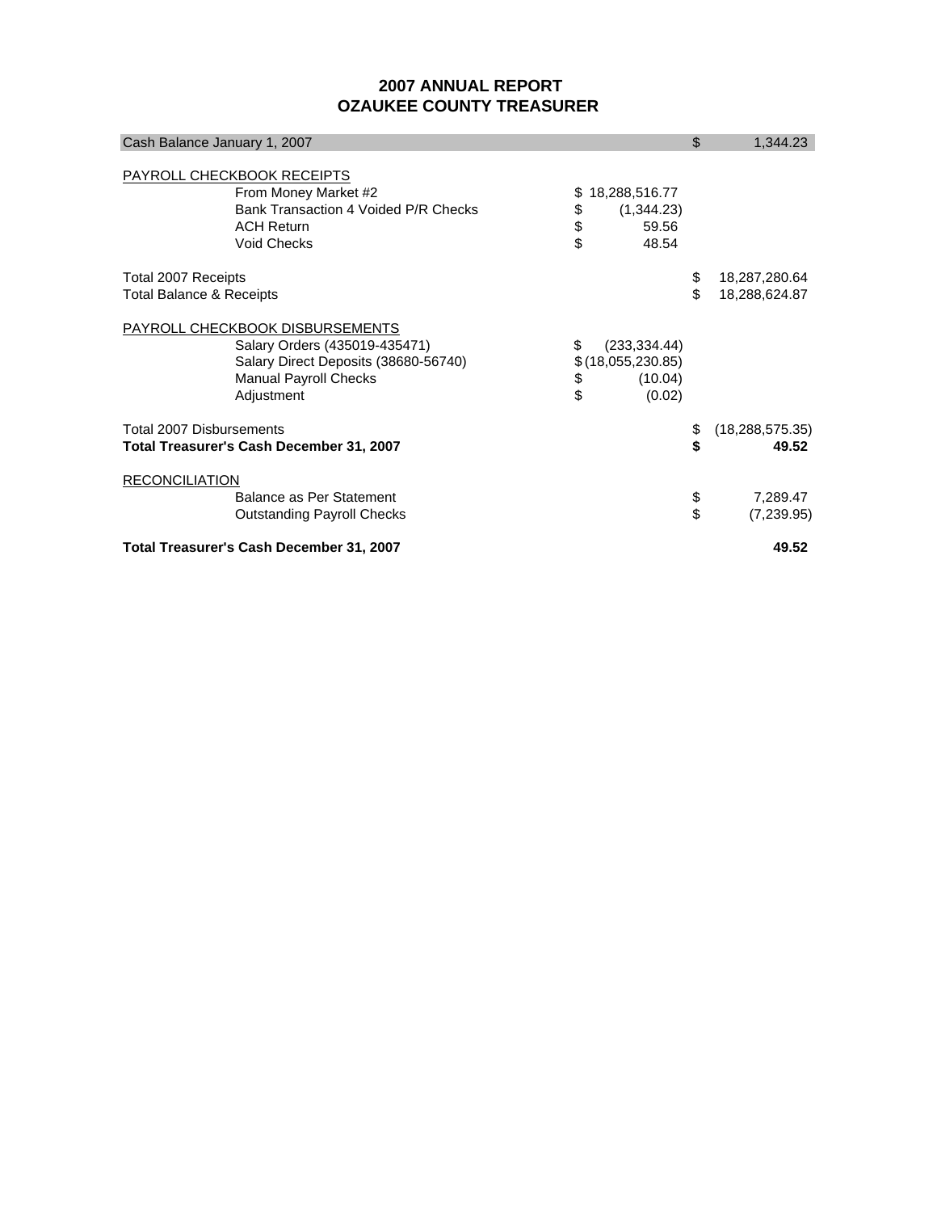# 2007 ANNUAL REPORT
# OZAUKEE COUNTY TREASURER

| | | |
|---|---|---|
| Cash Balance January 1, 2007 | | $ 1,344.23 |
| | | |
| PAYROLL CHECKBOOK RECEIPTS | | |
| From Money Market #2 | $ 18,288,516.77 | |
| Bank Transaction 4 Voided P/R Checks | $ (1,344.23) | |
| ACH Return | $ 59.56 | |
| Void Checks | $ 48.54 | |
| | | |
| Total 2007 Receipts | | $ 18,287,280.64 |
| Total Balance & Receipts | | $ 18,288,624.87 |
| | | |
| PAYROLL CHECKBOOK DISBURSEMENTS | | |
| Salary Orders (435019-435471) | $ (233,334.44) | |
| Salary Direct Deposits (38680-56740) | $ (18,055,230.85) | |
| Manual Payroll Checks | $ (10.04) | |
| Adjustment | $ (0.02) | |
| | | |
| Total 2007 Disbursements | | $ (18,288,575.35) |
| **Total Treasurer's Cash December 31, 2007** | | **$ 49.52** |
| | | |
| RECONCILIATION | | |
| Balance as Per Statement | | $ 7,289.47 |
| Outstanding Payroll Checks | | $ (7,239.95) |
| | | |
| **Total Treasurer's Cash December 31, 2007** | | **49.52** |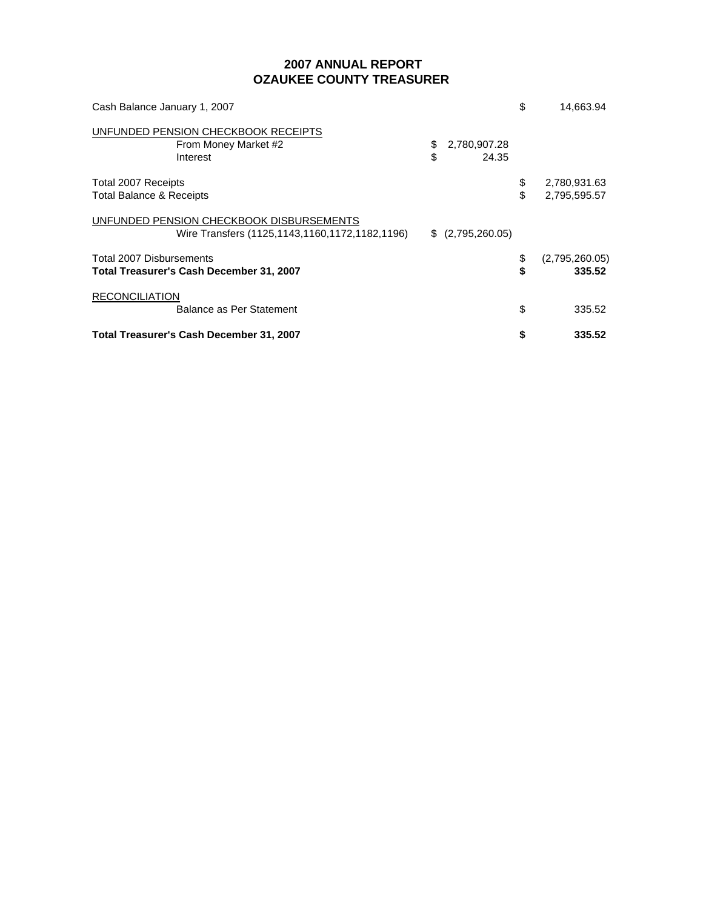# 2007 ANNUAL REPORT
# OZAUKEE COUNTY TREASURER

| | | |
|---|---|---|
| Cash Balance January 1, 2007 | | $ 14,663.94 |
| UNFUNDED PENSION CHECKBOOK RECEIPTS | | |
| From Money Market #2 | $ 2,780,907.28 | |
| Interest | $ 24.35 | |
| Total 2007 Receipts | | $ 2,780,931.63 |
| Total Balance & Receipts | | $ 2,795,595.57 |
| UNFUNDED PENSION CHECKBOOK DISBURSEMENTS | | |
| Wire Transfers (1125,1143,1160,1172,1182,1196) | $ (2,795,260.05) | |
| Total 2007 Disbursements | | $ (2,795,260.05) |
| **Total Treasurer's Cash December 31, 2007** | | **$ 335.52** |
| RECONCILIATION | | |
| Balance as Per Statement | | $ 335.52 |
| **Total Treasurer's Cash December 31, 2007** | | **$ 335.52** |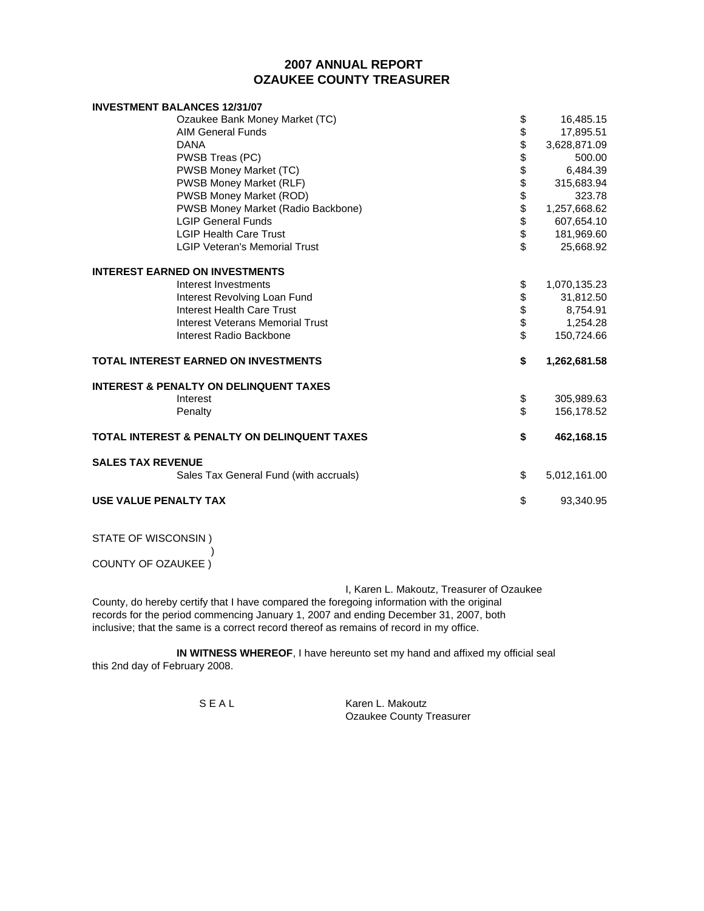# 2007 ANNUAL REPORT
# OZAUKEE COUNTY TREASURER

| | | |
|---|---|---|
| **INVESTMENT BALANCES 12/31/07** | | |
| Ozaukee Bank Money Market (TC) | $ | 16,485.15 |
| AIM General Funds | $ | 17,895.51 |
| DANA | $ | 3,628,871.09 |
| PWSB Treas (PC) | $ | 500.00 |
| PWSB Money Market (TC) | $ | 6,484.39 |
| PWSB Money Market (RLF) | $ | 315,683.94 |
| PWSB Money Market (ROD) | $ | 323.78 |
| PWSB Money Market (Radio Backbone) | $ | 1,257,668.62 |
| LGIP General Funds | $ | 607,654.10 |
| LGIP Health Care Trust | $ | 181,969.60 |
| LGIP Veteran's Memorial Trust | $ | 25,668.92 |
| **INTEREST EARNED ON INVESTMENTS** | | |
| Interest Investments | $ | 1,070,135.23 |
| Interest Revolving Loan Fund | $ | 31,812.50 |
| Interest Health Care Trust | $ | 8,754.91 |
| Interest Veterans Memorial Trust | $ | 1,254.28 |
| Interest Radio Backbone | $ | 150,724.66 |
| **TOTAL INTEREST EARNED ON INVESTMENTS** | **$** | **1,262,681.58** |
| **INTEREST & PENALTY ON DELINQUENT TAXES** | | |
| Interest | $ | 305,989.63 |
| Penalty | $ | 156,178.52 |
| **TOTAL INTEREST & PENALTY ON DELINQUENT TAXES** | **$** | **462,168.15** |
| **SALES TAX REVENUE** | | |
| Sales Tax General Fund (with accruals) | $ | 5,012,161.00 |
| **USE VALUE PENALTY TAX** | $ | 93,340.95 |

STATE OF WISCONSIN )
)
COUNTY OF OZAUKEE )

I, Karen L. Makoutz, Treasurer of Ozaukee County, do hereby certify that I have compared the foregoing information with the original records for the period commencing January 1, 2007 and ending December 31, 2007, both inclusive; that the same is a correct record thereof as remains of record in my office.

**IN WITNESS WHEREOF**, I have hereunto set my hand and affixed my official seal this 2nd day of February 2008.

S E A L

Karen L. Makoutz
Ozaukee County Treasurer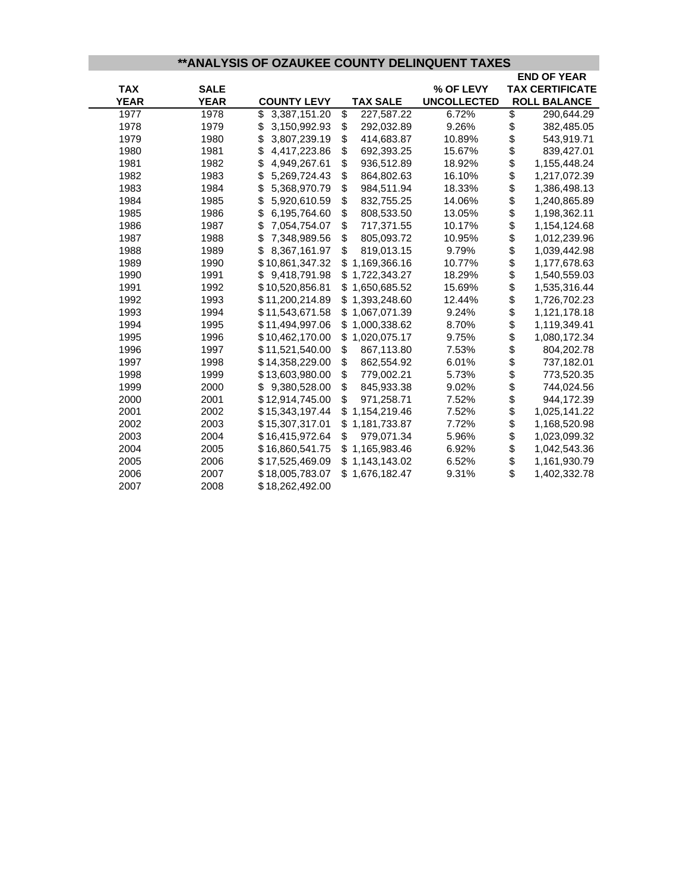## **ANALYSIS OF OZAUKEE COUNTY DELINQUENT TAXES

| TAX YEAR | SALE YEAR | COUNTY LEVY | TAX SALE | % OF LEVY UNCOLLECTED | END OF YEAR TAX CERTIFICATE ROLL BALANCE |
|---|---|---|---|---|---|
| 1977 | 1978 | $ 3,387,151.20 | $ 227,587.22 | 6.72% | $ 290,644.29 |
| 1978 | 1979 | $ 3,150,992.93 | $ 292,032.89 | 9.26% | $ 382,485.05 |
| 1979 | 1980 | $ 3,807,239.19 | $ 414,683.87 | 10.89% | $ 543,919.71 |
| 1980 | 1981 | $ 4,417,223.86 | $ 692,393.25 | 15.67% | $ 839,427.01 |
| 1981 | 1982 | $ 4,949,267.61 | $ 936,512.89 | 18.92% | $ 1,155,448.24 |
| 1982 | 1983 | $ 5,269,724.43 | $ 864,802.63 | 16.10% | $ 1,217,072.39 |
| 1983 | 1984 | $ 5,368,970.79 | $ 984,511.94 | 18.33% | $ 1,386,498.13 |
| 1984 | 1985 | $ 5,920,610.59 | $ 832,755.25 | 14.06% | $ 1,240,865.89 |
| 1985 | 1986 | $ 6,195,764.60 | $ 808,533.50 | 13.05% | $ 1,198,362.11 |
| 1986 | 1987 | $ 7,054,754.07 | $ 717,371.55 | 10.17% | $ 1,154,124.68 |
| 1987 | 1988 | $ 7,348,989.56 | $ 805,093.72 | 10.95% | $ 1,012,239.96 |
| 1988 | 1989 | $ 8,367,161.97 | $ 819,013.15 | 9.79% | $ 1,039,442.98 |
| 1989 | 1990 | $ 10,861,347.32 | $ 1,169,366.16 | 10.77% | $ 1,177,678.63 |
| 1990 | 1991 | $ 9,418,791.98 | $ 1,722,343.27 | 18.29% | $ 1,540,559.03 |
| 1991 | 1992 | $ 10,520,856.81 | $ 1,650,685.52 | 15.69% | $ 1,535,316.44 |
| 1992 | 1993 | $ 11,200,214.89 | $ 1,393,248.60 | 12.44% | $ 1,726,702.23 |
| 1993 | 1994 | $ 11,543,671.58 | $ 1,067,071.39 | 9.24% | $ 1,121,178.18 |
| 1994 | 1995 | $ 11,494,997.06 | $ 1,000,338.62 | 8.70% | $ 1,119,349.41 |
| 1995 | 1996 | $ 10,462,170.00 | $ 1,020,075.17 | 9.75% | $ 1,080,172.34 |
| 1996 | 1997 | $ 11,521,540.00 | $ 867,113.80 | 7.53% | $ 804,202.78 |
| 1997 | 1998 | $ 14,358,229.00 | $ 862,554.92 | 6.01% | $ 737,182.01 |
| 1998 | 1999 | $ 13,603,980.00 | $ 779,002.21 | 5.73% | $ 773,520.35 |
| 1999 | 2000 | $ 9,380,528.00 | $ 845,933.38 | 9.02% | $ 744,024.56 |
| 2000 | 2001 | $ 12,914,745.00 | $ 971,258.71 | 7.52% | $ 944,172.39 |
| 2001 | 2002 | $ 15,343,197.44 | $ 1,154,219.46 | 7.52% | $ 1,025,141.22 |
| 2002 | 2003 | $ 15,307,317.01 | $ 1,181,733.87 | 7.72% | $ 1,168,520.98 |
| 2003 | 2004 | $ 16,415,972.64 | $ 979,071.34 | 5.96% | $ 1,023,099.32 |
| 2004 | 2005 | $ 16,860,541.75 | $ 1,165,983.46 | 6.92% | $ 1,042,543.36 |
| 2005 | 2006 | $ 17,525,469.09 | $ 1,143,143.02 | 6.52% | $ 1,161,930.79 |
| 2006 | 2007 | $ 18,005,783.07 | $ 1,676,182.47 | 9.31% | $ 1,402,332.78 |
| 2007 | 2008 | $ 18,262,492.00 | | | |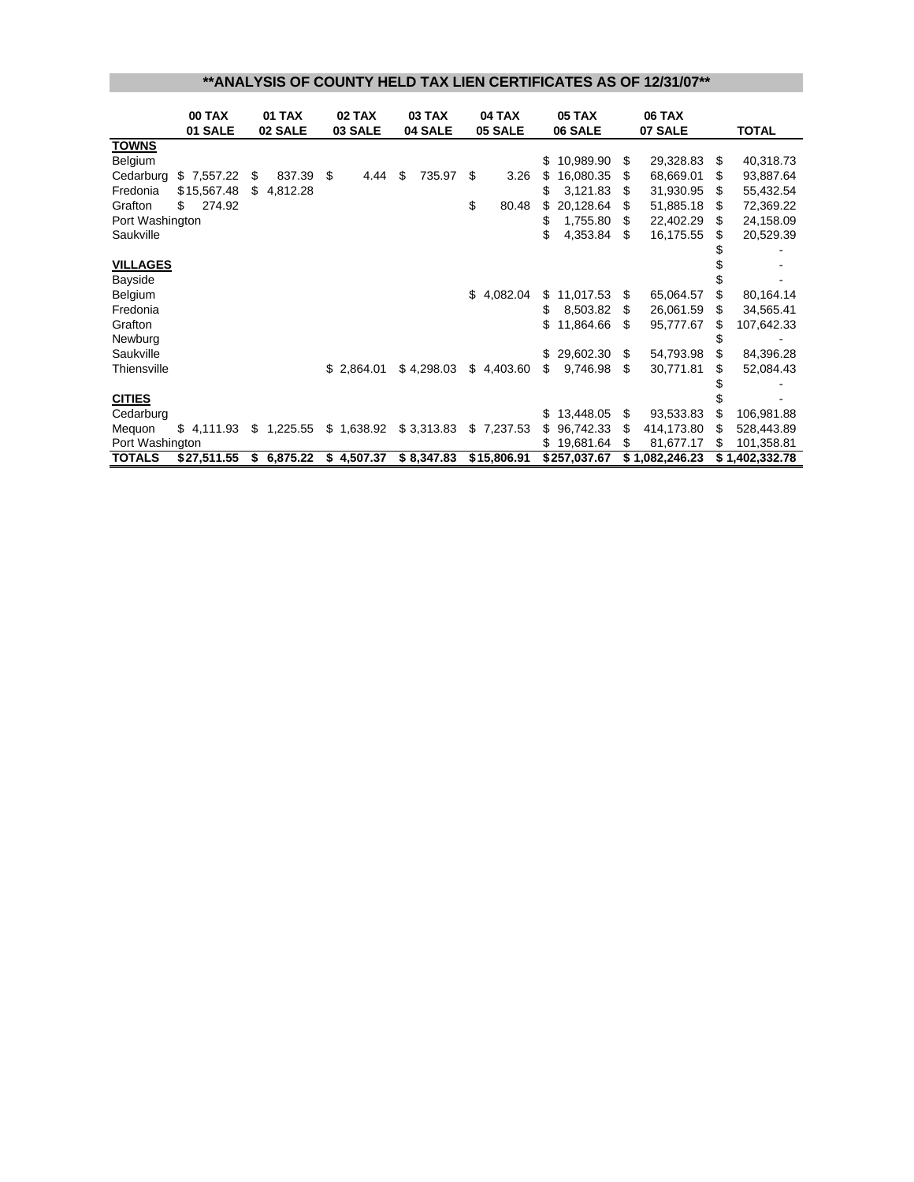# **ANALYSIS OF COUNTY HELD TAX LIEN CERTIFICATES AS OF 12/31/07**

| | 00 TAX 01 SALE | 01 TAX 02 SALE | 02 TAX 03 SALE | 03 TAX 04 SALE | 04 TAX 05 SALE | 05 TAX 06 SALE | 06 TAX 07 SALE | TOTAL |
|---|---|---|---|---|---|---|---|---|
| **TOWNS** | | | | | | | | |
| Belgium | | | | | | $ 10,989.90 | $ 29,328.83 | $ 40,318.73 |
| Cedarburg | $ 7,557.22 | $ 837.39 | $ 4.44 | $ 735.97 | $ 3.26 | $ 16,080.35 | $ 68,669.01 | $ 93,887.64 |
| Fredonia | $15,567.48 | $ 4,812.28 | | | | $ 3,121.83 | $ 31,930.95 | $ 55,432.54 |
| Grafton | $ 274.92 | | | | $ 80.48 | $ 20,128.64 | $ 51,885.18 | $ 72,369.22 |
| Port Washington | | | | | | $ 1,755.80 | $ 22,402.29 | $ 24,158.09 |
| Saukville | | | | | | $ 4,353.84 | $ 16,175.55 | $ 20,529.39 |
| | | | | | | | | $ - |
| **VILLAGES** | | | | | | | | $ - |
| Bayside | | | | | | | | $ - |
| Belgium | | | | | $ 4,082.04 | $ 11,017.53 | $ 65,064.57 | $ 80,164.14 |
| Fredonia | | | | | | $ 8,503.82 | $ 26,061.59 | $ 34,565.41 |
| Grafton | | | | | | $ 11,864.66 | $ 95,777.67 | $ 107,642.33 |
| Newburg | | | | | | | | $ - |
| Saukville | | | | | | $ 29,602.30 | $ 54,793.98 | $ 84,396.28 |
| Thiensville | | | $ 2,864.01 | $ 4,298.03 | $ 4,403.60 | $ 9,746.98 | $ 30,771.81 | $ 52,084.43 |
| | | | | | | | | $ - |
| **CITIES** | | | | | | | | $ - |
| Cedarburg | | | | | | $ 13,448.05 | $ 93,533.83 | $ 106,981.88 |
| Mequon | $ 4,111.93 | $ 1,225.55 | $ 1,638.92 | $ 3,313.83 | $ 7,237.53 | $ 96,742.33 | $ 414,173.80 | $ 528,443.89 |
| Port Washington | | | | | | $ 19,681.64 | $ 81,677.17 | $ 101,358.81 |
| **TOTALS** | **$27,511.55** | **$ 6,875.22** | **$ 4,507.37** | **$ 8,347.83** | **$15,806.91** | **$257,037.67** | **$ 1,082,246.23** | **$ 1,402,332.78** |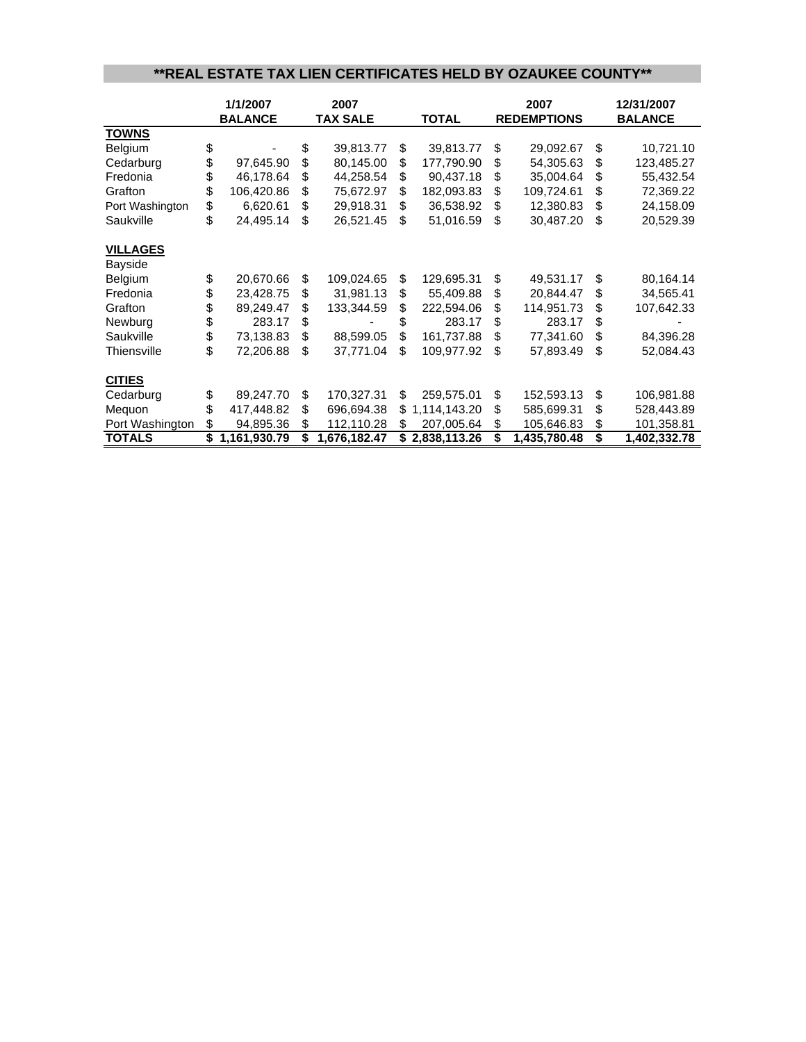# **REAL ESTATE TAX LIEN CERTIFICATES HELD BY OZAUKEE COUNTY**

| | 1/1/2007 BALANCE | 2007 TAX SALE | TOTAL | 2007 REDEMPTIONS | 12/31/2007 BALANCE |
|---|---|---|---|---|---|
| **TOWNS** | | | | | |
| Belgium | $ - | $ 39,813.77 | $ 39,813.77 | $ 29,092.67 | $ 10,721.10 |
| Cedarburg | $ 97,645.90 | $ 80,145.00 | $ 177,790.90 | $ 54,305.63 | $ 123,485.27 |
| Fredonia | $ 46,178.64 | $ 44,258.54 | $ 90,437.18 | $ 35,004.64 | $ 55,432.54 |
| Grafton | $ 106,420.86 | $ 75,672.97 | $ 182,093.83 | $ 109,724.61 | $ 72,369.22 |
| Port Washington | $ 6,620.61 | $ 29,918.31 | $ 36,538.92 | $ 12,380.83 | $ 24,158.09 |
| Saukville | $ 24,495.14 | $ 26,521.45 | $ 51,016.59 | $ 30,487.20 | $ 20,529.39 |
| **VILLAGES** | | | | | |
| Bayside | | | | | |
| Belgium | $ 20,670.66 | $ 109,024.65 | $ 129,695.31 | $ 49,531.17 | $ 80,164.14 |
| Fredonia | $ 23,428.75 | $ 31,981.13 | $ 55,409.88 | $ 20,844.47 | $ 34,565.41 |
| Grafton | $ 89,249.47 | $ 133,344.59 | $ 222,594.06 | $ 114,951.73 | $ 107,642.33 |
| Newburg | $ 283.17 | $ - | $ 283.17 | $ 283.17 | $ - |
| Saukville | $ 73,138.83 | $ 88,599.05 | $ 161,737.88 | $ 77,341.60 | $ 84,396.28 |
| Thiensville | $ 72,206.88 | $ 37,771.04 | $ 109,977.92 | $ 57,893.49 | $ 52,084.43 |
| **CITIES** | | | | | |
| Cedarburg | $ 89,247.70 | $ 170,327.31 | $ 259,575.01 | $ 152,593.13 | $ 106,981.88 |
| Mequon | $ 417,448.82 | $ 696,694.38 | $ 1,114,143.20 | $ 585,699.31 | $ 528,443.89 |
| Port Washington | $ 94,895.36 | $ 112,110.28 | $ 207,005.64 | $ 105,646.83 | $ 101,358.81 |
| **TOTALS** | **$ 1,161,930.79** | **$ 1,676,182.47** | **$ 2,838,113.26** | **$ 1,435,780.48** | **$ 1,402,332.78** |